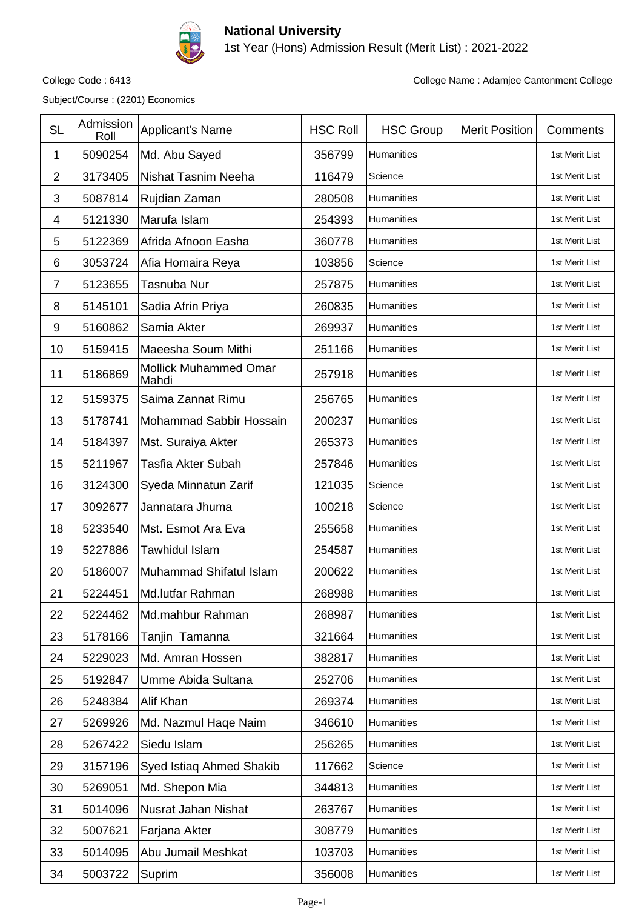# National University

1st Year (Hons) Admission Result (Merit List) : 2021-2022

College Code : 6413

College Name : Adamjee Cantonment College

Subject/Course : (2201) Economics

| SL | Admission Roll | Applicant's Name | HSC Roll | HSC Group | Merit Position | Comments |
|---|---|---|---|---|---|---|
| 1 | 5090254 | Md. Abu Sayed | 356799 | Humanities | | 1st Merit List |
| 2 | 3173405 | Nishat Tasnim Neeha | 116479 | Science | | 1st Merit List |
| 3 | 5087814 | Rujdian Zaman | 280508 | Humanities | | 1st Merit List |
| 4 | 5121330 | Marufa Islam | 254393 | Humanities | | 1st Merit List |
| 5 | 5122369 | Afrida Afnoon Easha | 360778 | Humanities | | 1st Merit List |
| 6 | 3053724 | Afia Homaira Reya | 103856 | Science | | 1st Merit List |
| 7 | 5123655 | Tasnuba Nur | 257875 | Humanities | | 1st Merit List |
| 8 | 5145101 | Sadia Afrin Priya | 260835 | Humanities | | 1st Merit List |
| 9 | 5160862 | Samia Akter | 269937 | Humanities | | 1st Merit List |
| 10 | 5159415 | Maeesha Soum Mithi | 251166 | Humanities | | 1st Merit List |
| 11 | 5186869 | Mollick Muhammed Omar Mahdi | 257918 | Humanities | | 1st Merit List |
| 12 | 5159375 | Saima Zannat Rimu | 256765 | Humanities | | 1st Merit List |
| 13 | 5178741 | Mohammad Sabbir Hossain | 200237 | Humanities | | 1st Merit List |
| 14 | 5184397 | Mst. Suraiya Akter | 265373 | Humanities | | 1st Merit List |
| 15 | 5211967 | Tasfia Akter Subah | 257846 | Humanities | | 1st Merit List |
| 16 | 3124300 | Syeda Minnatun Zarif | 121035 | Science | | 1st Merit List |
| 17 | 3092677 | Jannatara Jhuma | 100218 | Science | | 1st Merit List |
| 18 | 5233540 | Mst. Esmot Ara Eva | 255658 | Humanities | | 1st Merit List |
| 19 | 5227886 | Tawhidul Islam | 254587 | Humanities | | 1st Merit List |
| 20 | 5186007 | Muhammad Shifatul Islam | 200622 | Humanities | | 1st Merit List |
| 21 | 5224451 | Md.lutfar Rahman | 268988 | Humanities | | 1st Merit List |
| 22 | 5224462 | Md.mahbur Rahman | 268987 | Humanities | | 1st Merit List |
| 23 | 5178166 | Tanjin Tamanna | 321664 | Humanities | | 1st Merit List |
| 24 | 5229023 | Md. Amran Hossen | 382817 | Humanities | | 1st Merit List |
| 25 | 5192847 | Umme Abida Sultana | 252706 | Humanities | | 1st Merit List |
| 26 | 5248384 | Alif Khan | 269374 | Humanities | | 1st Merit List |
| 27 | 5269926 | Md. Nazmul Haqe Naim | 346610 | Humanities | | 1st Merit List |
| 28 | 5267422 | Siedu Islam | 256265 | Humanities | | 1st Merit List |
| 29 | 3157196 | Syed Istiaq Ahmed Shakib | 117662 | Science | | 1st Merit List |
| 30 | 5269051 | Md. Shepon Mia | 344813 | Humanities | | 1st Merit List |
| 31 | 5014096 | Nusrat Jahan Nishat | 263767 | Humanities | | 1st Merit List |
| 32 | 5007621 | Farjana Akter | 308779 | Humanities | | 1st Merit List |
| 33 | 5014095 | Abu Jumail Meshkat | 103703 | Humanities | | 1st Merit List |
| 34 | 5003722 | Suprim | 356008 | Humanities | | 1st Merit List |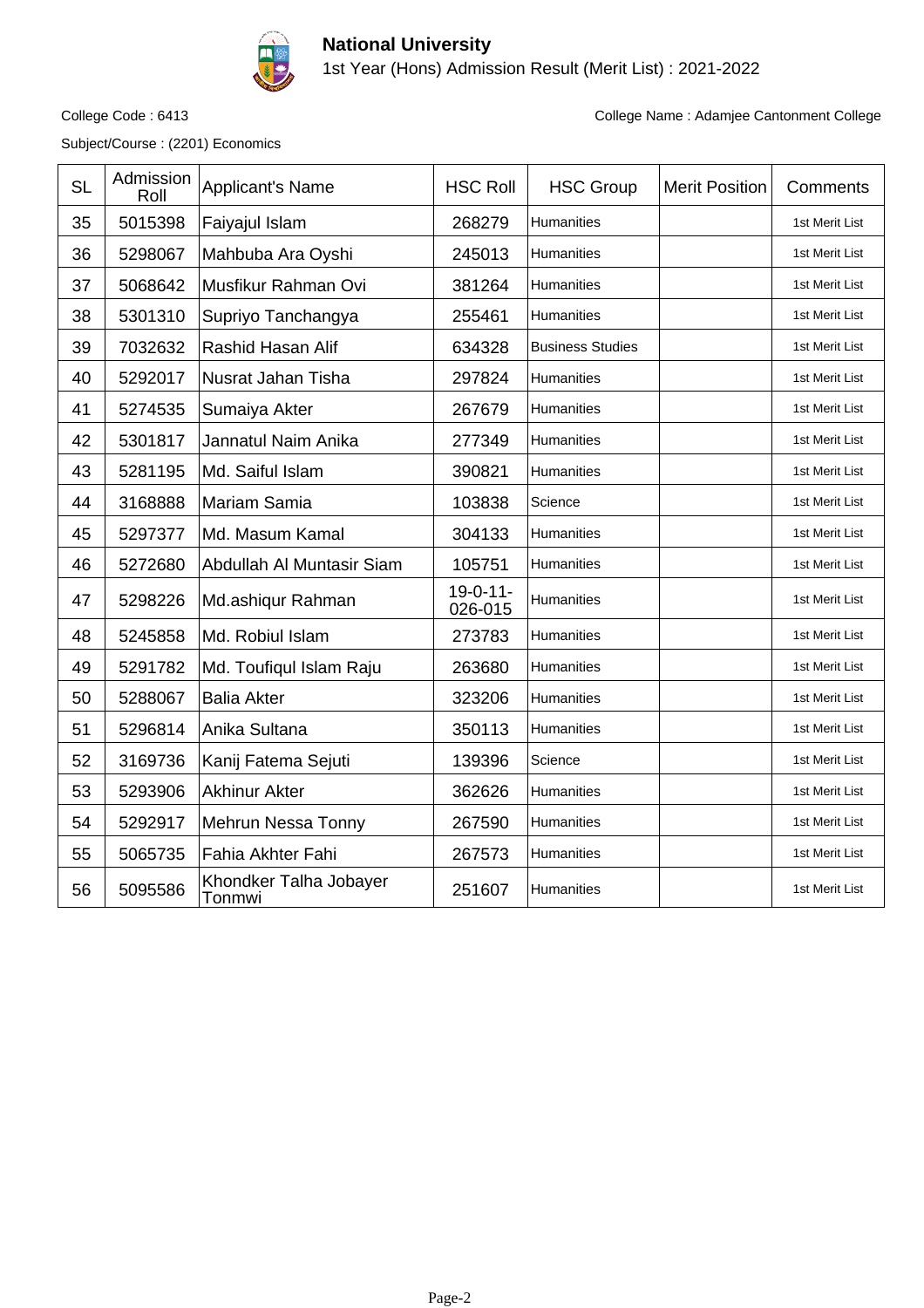# National University

1st Year (Hons) Admission Result (Merit List) : 2021-2022

College Code : 6413

College Name : Adamjee Cantonment College

Subject/Course : (2201) Economics

| SL | Admission Roll | Applicant's Name | HSC Roll | HSC Group | Merit Position | Comments |
|---|---|---|---|---|---|---|
| 35 | 5015398 | Faiyajul Islam | 268279 | Humanities | | 1st Merit List |
| 36 | 5298067 | Mahbuba Ara Oyshi | 245013 | Humanities | | 1st Merit List |
| 37 | 5068642 | Musfikur Rahman Ovi | 381264 | Humanities | | 1st Merit List |
| 38 | 5301310 | Supriyo Tanchangya | 255461 | Humanities | | 1st Merit List |
| 39 | 7032632 | Rashid Hasan Alif | 634328 | Business Studies | | 1st Merit List |
| 40 | 5292017 | Nusrat Jahan Tisha | 297824 | Humanities | | 1st Merit List |
| 41 | 5274535 | Sumaiya Akter | 267679 | Humanities | | 1st Merit List |
| 42 | 5301817 | Jannatul Naim Anika | 277349 | Humanities | | 1st Merit List |
| 43 | 5281195 | Md. Saiful Islam | 390821 | Humanities | | 1st Merit List |
| 44 | 3168888 | Mariam Samia | 103838 | Science | | 1st Merit List |
| 45 | 5297377 | Md. Masum Kamal | 304133 | Humanities | | 1st Merit List |
| 46 | 5272680 | Abdullah Al Muntasir Siam | 105751 | Humanities | | 1st Merit List |
| 47 | 5298226 | Md.ashiqur Rahman | 19-0-11-026-015 | Humanities | | 1st Merit List |
| 48 | 5245858 | Md. Robiul Islam | 273783 | Humanities | | 1st Merit List |
| 49 | 5291782 | Md. Toufiqul Islam Raju | 263680 | Humanities | | 1st Merit List |
| 50 | 5288067 | Balia Akter | 323206 | Humanities | | 1st Merit List |
| 51 | 5296814 | Anika Sultana | 350113 | Humanities | | 1st Merit List |
| 52 | 3169736 | Kanij Fatema Sejuti | 139396 | Science | | 1st Merit List |
| 53 | 5293906 | Akhinur Akter | 362626 | Humanities | | 1st Merit List |
| 54 | 5292917 | Mehrun Nessa Tonny | 267590 | Humanities | | 1st Merit List |
| 55 | 5065735 | Fahia Akhter Fahi | 267573 | Humanities | | 1st Merit List |
| 56 | 5095586 | Khondker Talha Jobayer Tonmwi | 251607 | Humanities | | 1st Merit List |